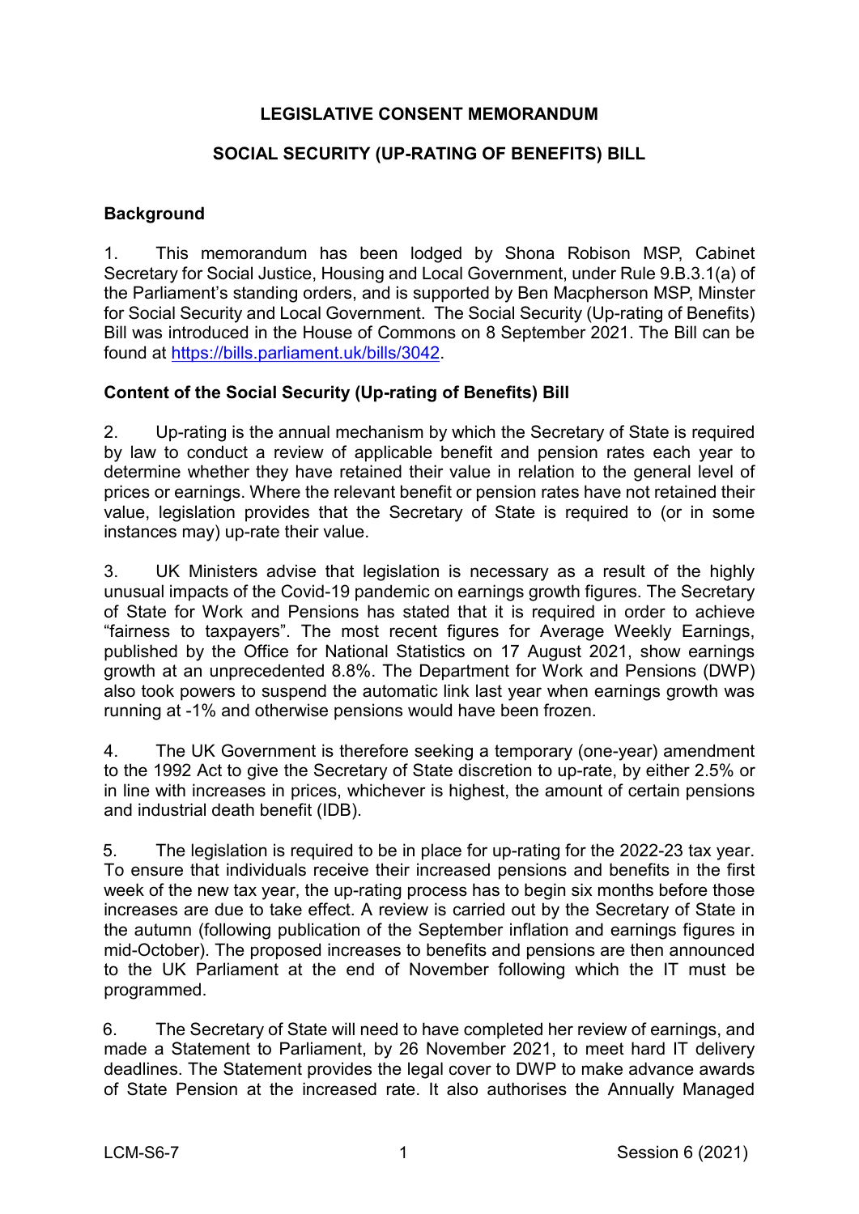# LEGISLATIVE CONSENT MEMORANDUM

## SOCIAL SECURITY (UP-RATING OF BENEFITS) BILL

### Background

1. This memorandum has been lodged by Shona Robison MSP, Cabinet Secretary for Social Justice, Housing and Local Government, under Rule 9.B.3.1(a) of the Parliament's standing orders, and is supported by Ben Macpherson MSP, Minster for Social Security and Local Government. The Social Security (Up-rating of Benefits) Bill was introduced in the House of Commons on 8 September 2021. The Bill can be found at [https://bills.parliament.uk/bills/3042](https://bills.parliament.uk/bills/3042).

### Content of the Social Security (Up-rating of Benefits) Bill

2. Up-rating is the annual mechanism by which the Secretary of State is required by law to conduct a review of applicable benefit and pension rates each year to determine whether they have retained their value in relation to the general level of prices or earnings. Where the relevant benefit or pension rates have not retained their value, legislation provides that the Secretary of State is required to (or in some instances may) up-rate their value.

3. UK Ministers advise that legislation is necessary as a result of the highly unusual impacts of the Covid-19 pandemic on earnings growth figures. The Secretary of State for Work and Pensions has stated that it is required in order to achieve "fairness to taxpayers". The most recent figures for Average Weekly Earnings, published by the Office for National Statistics on 17 August 2021, show earnings growth at an unprecedented 8.8%. The Department for Work and Pensions (DWP) also took powers to suspend the automatic link last year when earnings growth was running at -1% and otherwise pensions would have been frozen.

4. The UK Government is therefore seeking a temporary (one-year) amendment to the 1992 Act to give the Secretary of State discretion to up-rate, by either 2.5% or in line with increases in prices, whichever is highest, the amount of certain pensions and industrial death benefit (IDB).

5. The legislation is required to be in place for up-rating for the 2022-23 tax year. To ensure that individuals receive their increased pensions and benefits in the first week of the new tax year, the up-rating process has to begin six months before those increases are due to take effect. A review is carried out by the Secretary of State in the autumn (following publication of the September inflation and earnings figures in mid-October). The proposed increases to benefits and pensions are then announced to the UK Parliament at the end of November following which the IT must be programmed.

6. The Secretary of State will need to have completed her review of earnings, and made a Statement to Parliament, by 26 November 2021, to meet hard IT delivery deadlines. The Statement provides the legal cover to DWP to make advance awards of State Pension at the increased rate. It also authorises the Annually Managed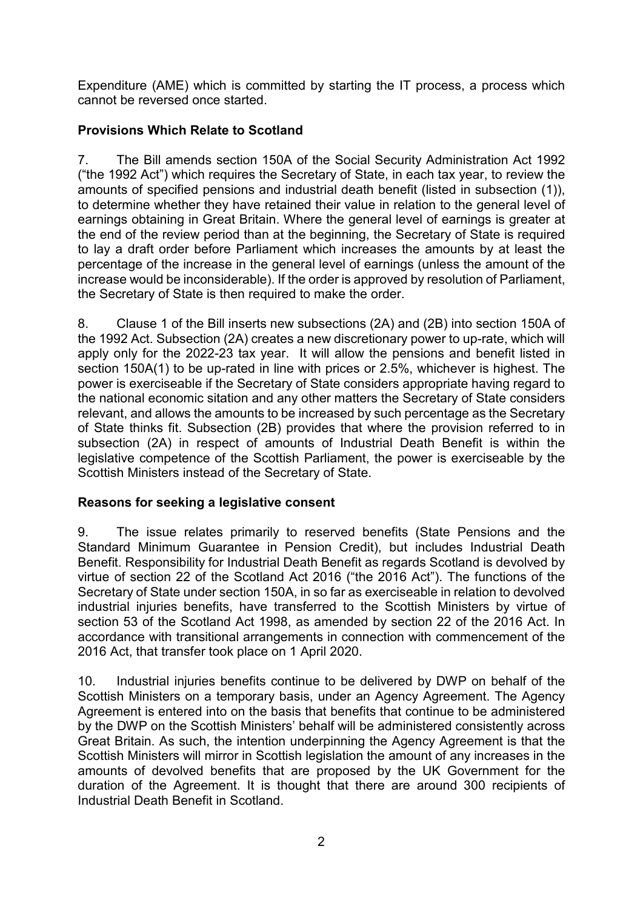Expenditure (AME) which is committed by starting the IT process, a process which cannot be reversed once started.

### Provisions Which Relate to Scotland

7. The Bill amends section 150A of the Social Security Administration Act 1992 ("the 1992 Act") which requires the Secretary of State, in each tax year, to review the amounts of specified pensions and industrial death benefit (listed in subsection (1)), to determine whether they have retained their value in relation to the general level of earnings obtaining in Great Britain. Where the general level of earnings is greater at the end of the review period than at the beginning, the Secretary of State is required to lay a draft order before Parliament which increases the amounts by at least the percentage of the increase in the general level of earnings (unless the amount of the increase would be inconsiderable). If the order is approved by resolution of Parliament, the Secretary of State is then required to make the order.

8. Clause 1 of the Bill inserts new subsections (2A) and (2B) into section 150A of the 1992 Act. Subsection (2A) creates a new discretionary power to up-rate, which will apply only for the 2022-23 tax year. It will allow the pensions and benefit listed in section 150A(1) to be up-rated in line with prices or 2.5%, whichever is highest. The power is exerciseable if the Secretary of State considers appropriate having regard to the national economic sitation and any other matters the Secretary of State considers relevant, and allows the amounts to be increased by such percentage as the Secretary of State thinks fit. Subsection (2B) provides that where the provision referred to in subsection (2A) in respect of amounts of Industrial Death Benefit is within the legislative competence of the Scottish Parliament, the power is exerciseable by the Scottish Ministers instead of the Secretary of State.

### Reasons for seeking a legislative consent

9. The issue relates primarily to reserved benefits (State Pensions and the Standard Minimum Guarantee in Pension Credit), but includes Industrial Death Benefit. Responsibility for Industrial Death Benefit as regards Scotland is devolved by virtue of section 22 of the Scotland Act 2016 ("the 2016 Act"). The functions of the Secretary of State under section 150A, in so far as exerciseable in relation to devolved industrial injuries benefits, have transferred to the Scottish Ministers by virtue of section 53 of the Scotland Act 1998, as amended by section 22 of the 2016 Act. In accordance with transitional arrangements in connection with commencement of the 2016 Act, that transfer took place on 1 April 2020.

10. Industrial injuries benefits continue to be delivered by DWP on behalf of the Scottish Ministers on a temporary basis, under an Agency Agreement. The Agency Agreement is entered into on the basis that benefits that continue to be administered by the DWP on the Scottish Ministers' behalf will be administered consistently across Great Britain. As such, the intention underpinning the Agency Agreement is that the Scottish Ministers will mirror in Scottish legislation the amount of any increases in the amounts of devolved benefits that are proposed by the UK Government for the duration of the Agreement. It is thought that there are around 300 recipients of Industrial Death Benefit in Scotland.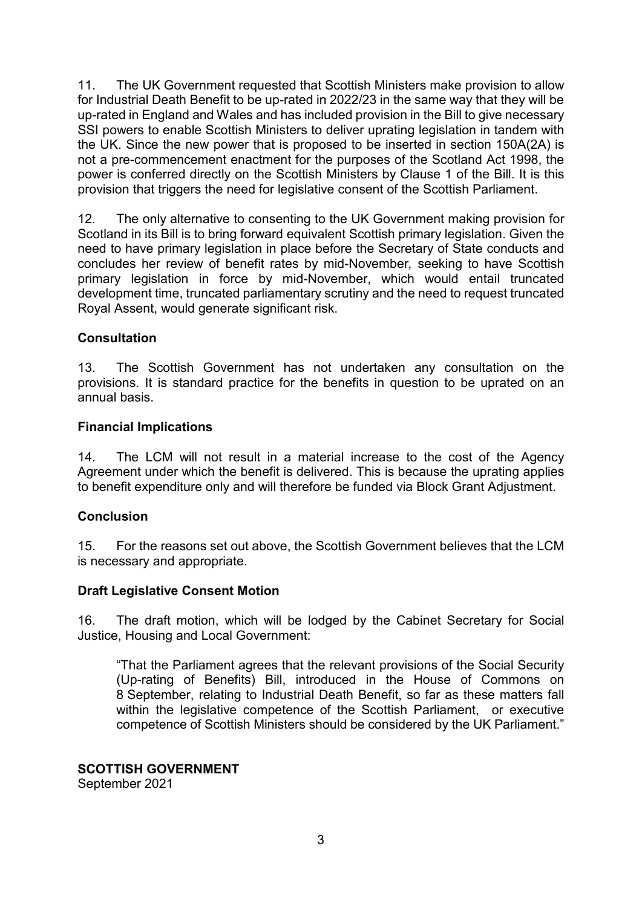11. The UK Government requested that Scottish Ministers make provision to allow for Industrial Death Benefit to be up-rated in 2022/23 in the same way that they will be up-rated in England and Wales and has included provision in the Bill to give necessary SSI powers to enable Scottish Ministers to deliver uprating legislation in tandem with the UK. Since the new power that is proposed to be inserted in section 150A(2A) is not a pre-commencement enactment for the purposes of the Scotland Act 1998, the power is conferred directly on the Scottish Ministers by Clause 1 of the Bill. It is this provision that triggers the need for legislative consent of the Scottish Parliament.

12. The only alternative to consenting to the UK Government making provision for Scotland in its Bill is to bring forward equivalent Scottish primary legislation. Given the need to have primary legislation in place before the Secretary of State conducts and concludes her review of benefit rates by mid-November*,* seeking to have Scottish primary legislation in force by mid-November, which would entail truncated development time, truncated parliamentary scrutiny and the need to request truncated Royal Assent, would generate significant risk.

**Consultation**

13. The Scottish Government has not undertaken any consultation on the provisions. It is standard practice for the benefits in question to be uprated on an annual basis.

**Financial Implications**

14. The LCM will not result in a material increase to the cost of the Agency Agreement under which the benefit is delivered. This is because the uprating applies to benefit expenditure only and will therefore be funded via Block Grant Adjustment.

**Conclusion**

15. For the reasons set out above, the Scottish Government believes that the LCM is necessary and appropriate.

**Draft Legislative Consent Motion**

16. The draft motion, which will be lodged by the Cabinet Secretary for Social Justice, Housing and Local Government:

> "That the Parliament agrees that the relevant provisions of the Social Security (Up-rating of Benefits) Bill, introduced in the House of Commons on 8 September, relating to Industrial Death Benefit, so far as these matters fall within the legislative competence of the Scottish Parliament, or executive competence of Scottish Ministers should be considered by the UK Parliament."

**SCOTTISH GOVERNMENT**
September 2021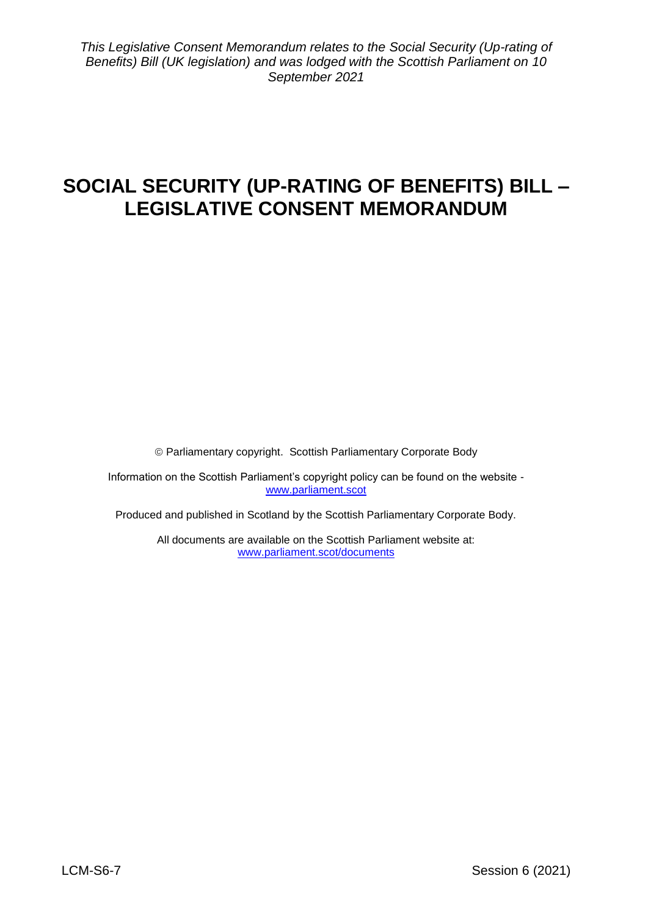*This Legislative Consent Memorandum relates to the Social Security (Up-rating of Benefits) Bill (UK legislation) and was lodged with the Scottish Parliament on 10 September 2021*

# SOCIAL SECURITY (UP-RATING OF BENEFITS) BILL – LEGISLATIVE CONSENT MEMORANDUM

© Parliamentary copyright. Scottish Parliamentary Corporate Body

Information on the Scottish Parliament's copyright policy can be found on the website - www.parliament.scot

Produced and published in Scotland by the Scottish Parliamentary Corporate Body.

All documents are available on the Scottish Parliament website at: www.parliament.scot/documents

LCM-S6-7 Session 6 (2021)